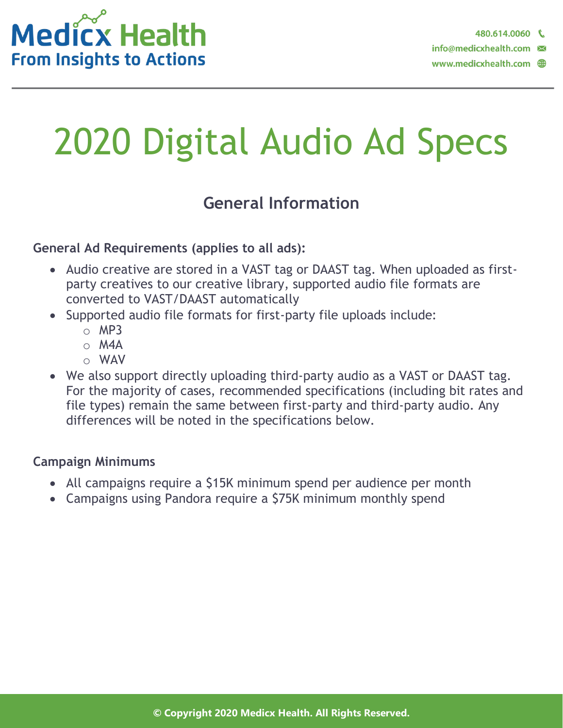# 2020 Digital Audio Ad Specs

## General Information

**General Ad Requirements (applies to all ads):**

- Audio creative are stored in a VAST tag or DAAST tag. When uploaded as first-party creatives to our creative library, supported audio file formats are converted to VAST/DAAST automatically
- Supported audio file formats for first-party file uploads include:
  - MP3
  - M4A
  - WAV
- We also support directly uploading third-party audio as a VAST or DAAST tag. For the majority of cases, recommended specifications (including bit rates and file types) remain the same between first-party and third-party audio. Any differences will be noted in the specifications below.

**Campaign Minimums**

- All campaigns require a $15K minimum spend per audience per month
- Campaigns using Pandora require a $75K minimum monthly spend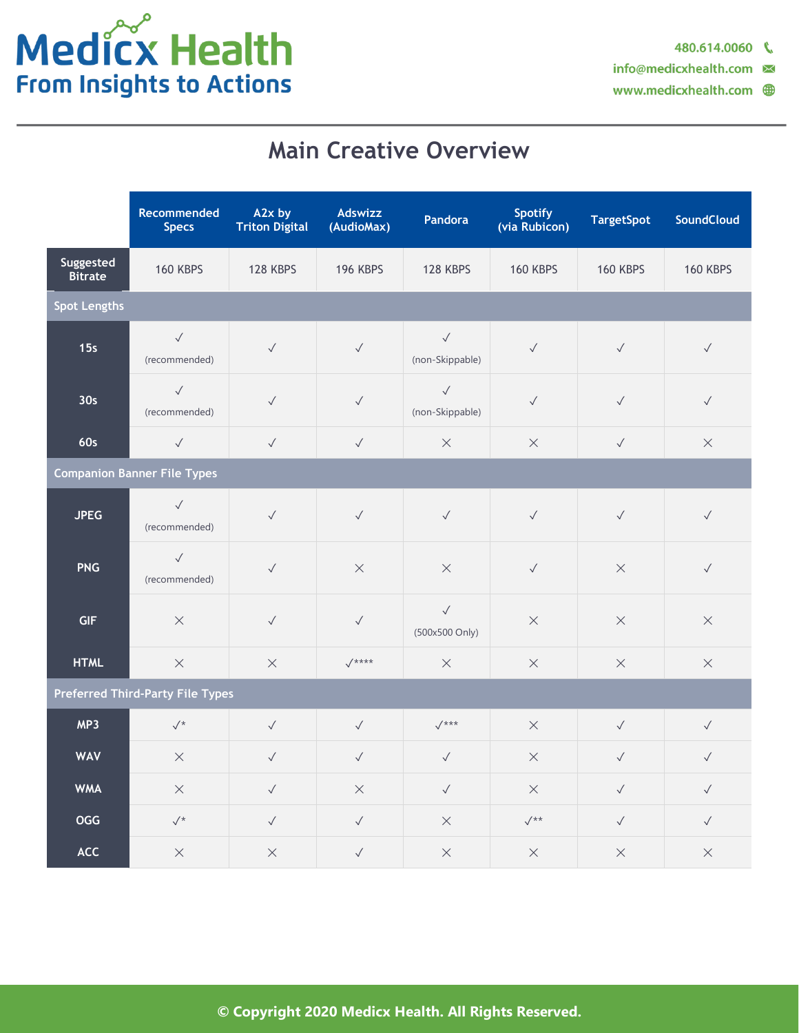# Main Creative Overview

| | Recommended Specs | A2x by Triton Digital | Adswizz (AudioMax) | Pandora | Spotify (via Rubicon) | TargetSpot | SoundCloud |
|---|---|---|---|---|---|---|---|
| **Suggested Bitrate** | 160 KBPS | 128 KBPS | 196 KBPS | 128 KBPS | 160 KBPS | 160 KBPS | 160 KBPS |
| **Spot Lengths** | | | | | | | |
| **15s** | ✓ (recommended) | ✓ | ✓ | ✓ (non-Skippable) | ✓ | ✓ | ✓ |
| **30s** | ✓ (recommended) | ✓ | ✓ | ✓ (non-Skippable) | ✓ | ✓ | ✓ |
| **60s** | ✓ | ✓ | ✓ | ✕ | ✕ | ✓ | ✕ |
| **Companion Banner File Types** | | | | | | | |
| **JPEG** | ✓ (recommended) | ✓ | ✓ | ✓ | ✓ | ✓ | ✓ |
| **PNG** | ✓ (recommended) | ✓ | ✕ | ✕ | ✓ | ✕ | ✓ |
| **GIF** | ✕ | ✓ | ✓ | ✓ (500x500 Only) | ✕ | ✕ | ✕ |
| **HTML** | ✕ | ✕ | ✓**** | ✕ | ✕ | ✕ | ✕ |
| **Preferred Third-Party File Types** | | | | | | | |
| **MP3** | ✓* | ✓ | ✓ | ✓*** | ✕ | ✓ | ✓ |
| **WAV** | ✕ | ✓ | ✓ | ✓ | ✕ | ✓ | ✓ |
| **WMA** | ✕ | ✓ | ✕ | ✓ | ✕ | ✓ | ✓ |
| **OGG** | ✓* | ✓ | ✓ | ✕ | ✓** | ✓ | ✓ |
| **ACC** | ✕ | ✕ | ✓ | ✕ | ✕ | ✕ | ✕ |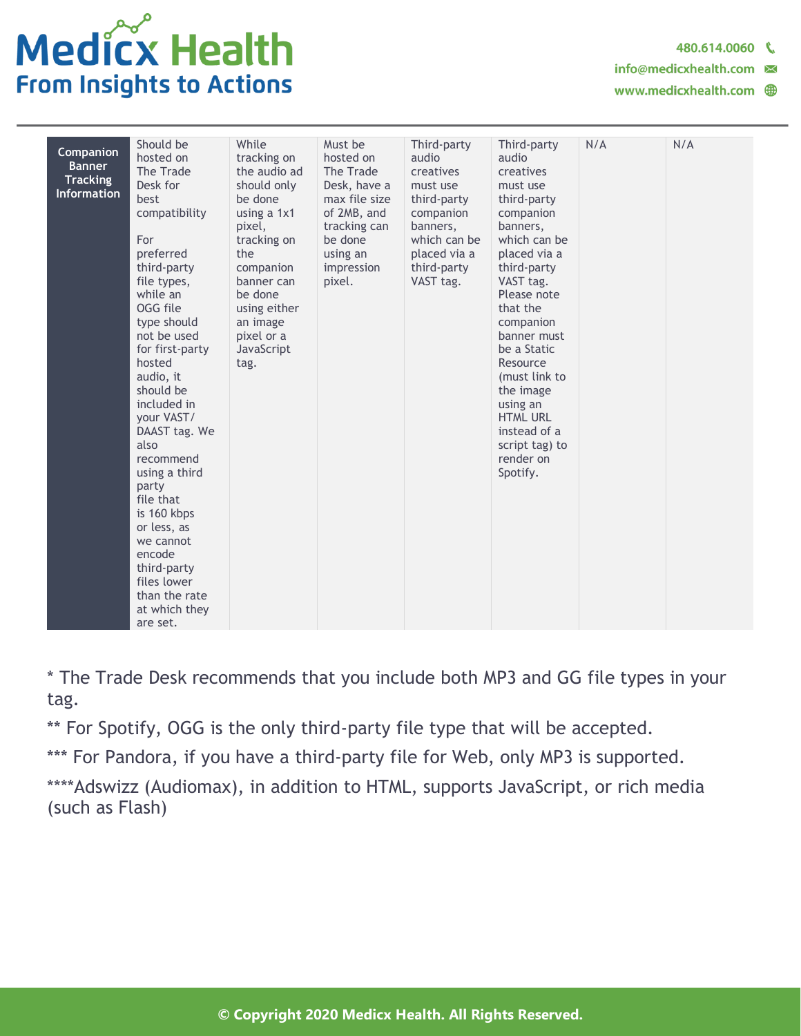| Companion Banner Tracking Information | Should be hosted on The Trade Desk for best compatibility<br><br>For preferred third-party file types, while an OGG file type should not be used for first-party hosted audio, it should be included in your VAST/ DAAST tag. We also recommend using a third party file that is 160 kbps or less, as we cannot encode third-party files lower than the rate at which they are set. | While tracking on the audio ad should only be done using a 1x1 pixel, tracking on the companion banner can be done using either an image pixel or a JavaScript tag. | Must be hosted on The Trade Desk, have a max file size of 2MB, and tracking can be done using an impression pixel. | Third-party audio creatives must use third-party companion banners, which can be placed via a third-party VAST tag. | Third-party audio creatives must use third-party companion banners, which can be placed via a third-party VAST tag. Please note that the companion banner must be a Static Resource (must link to the image using an HTML URL instead of a script tag) to render on Spotify. | N/A | N/A |
|---|---|---|---|---|---|---|---|

* The Trade Desk recommends that you include both MP3 and GG file types in your tag.

** For Spotify, OGG is the only third-party file type that will be accepted.

*** For Pandora, if you have a third-party file for Web, only MP3 is supported.

****Adswizz (Audiomax), in addition to HTML, supports JavaScript, or rich media (such as Flash)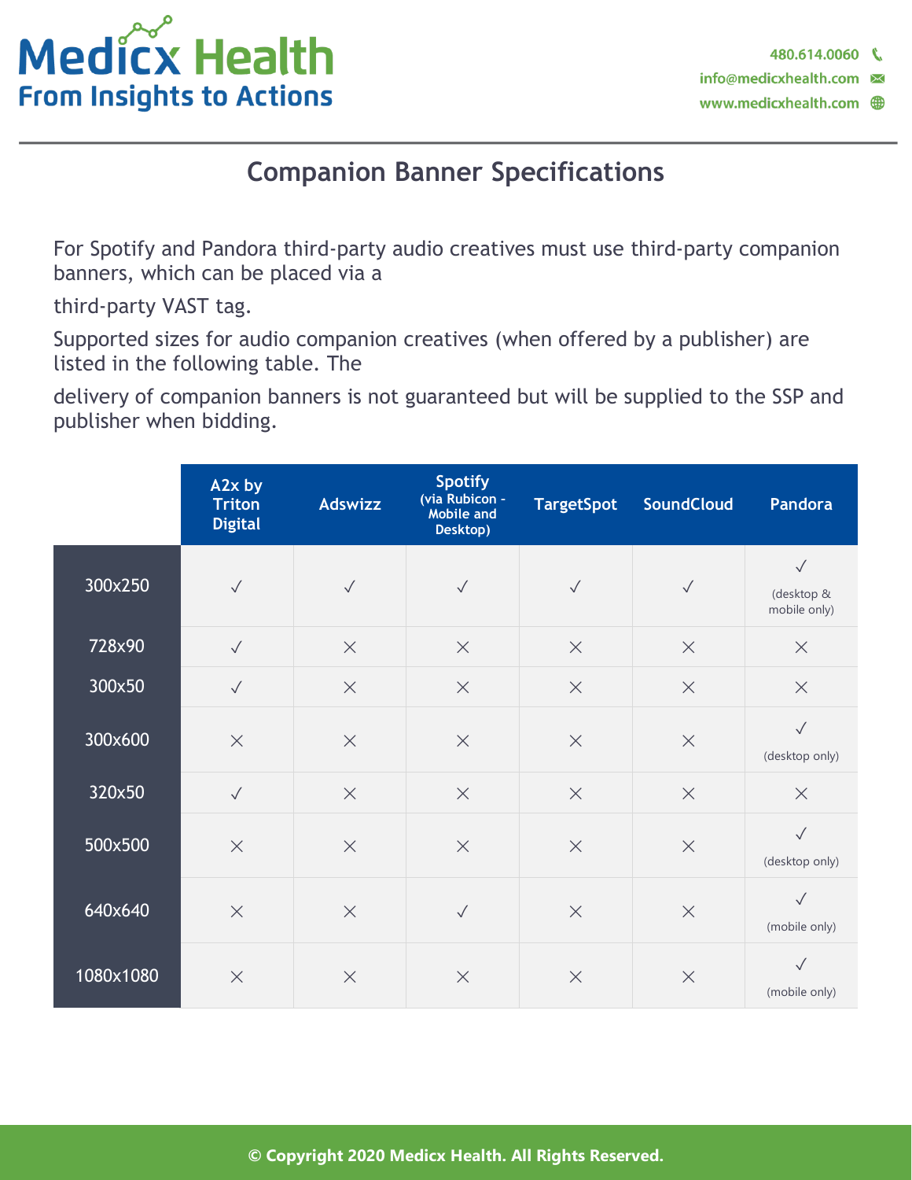## Companion Banner Specifications

For Spotify and Pandora third-party audio creatives must use third-party companion banners, which can be placed via a third-party VAST tag.

Supported sizes for audio companion creatives (when offered by a publisher) are listed in the following table. The delivery of companion banners is not guaranteed but will be supplied to the SSP and publisher when bidding.

| | A2x by Triton Digital | Adswizz | Spotify (via Rubicon - Mobile and Desktop) | TargetSpot | SoundCloud | Pandora |
|---|---|---|---|---|---|---|
| 300x250 | ✓ | ✓ | ✓ | ✓ | ✓ | ✓ (desktop & mobile only) |
| 728x90 | ✓ | × | × | × | × | × |
| 300x50 | ✓ | × | × | × | × | × |
| 300x600 | × | × | × | × | × | ✓ (desktop only) |
| 320x50 | ✓ | × | × | × | × | × |
| 500x500 | × | × | × | × | × | ✓ (desktop only) |
| 640x640 | × | × | ✓ | × | × | ✓ (mobile only) |
| 1080x1080 | × | × | × | × | × | ✓ (mobile only) |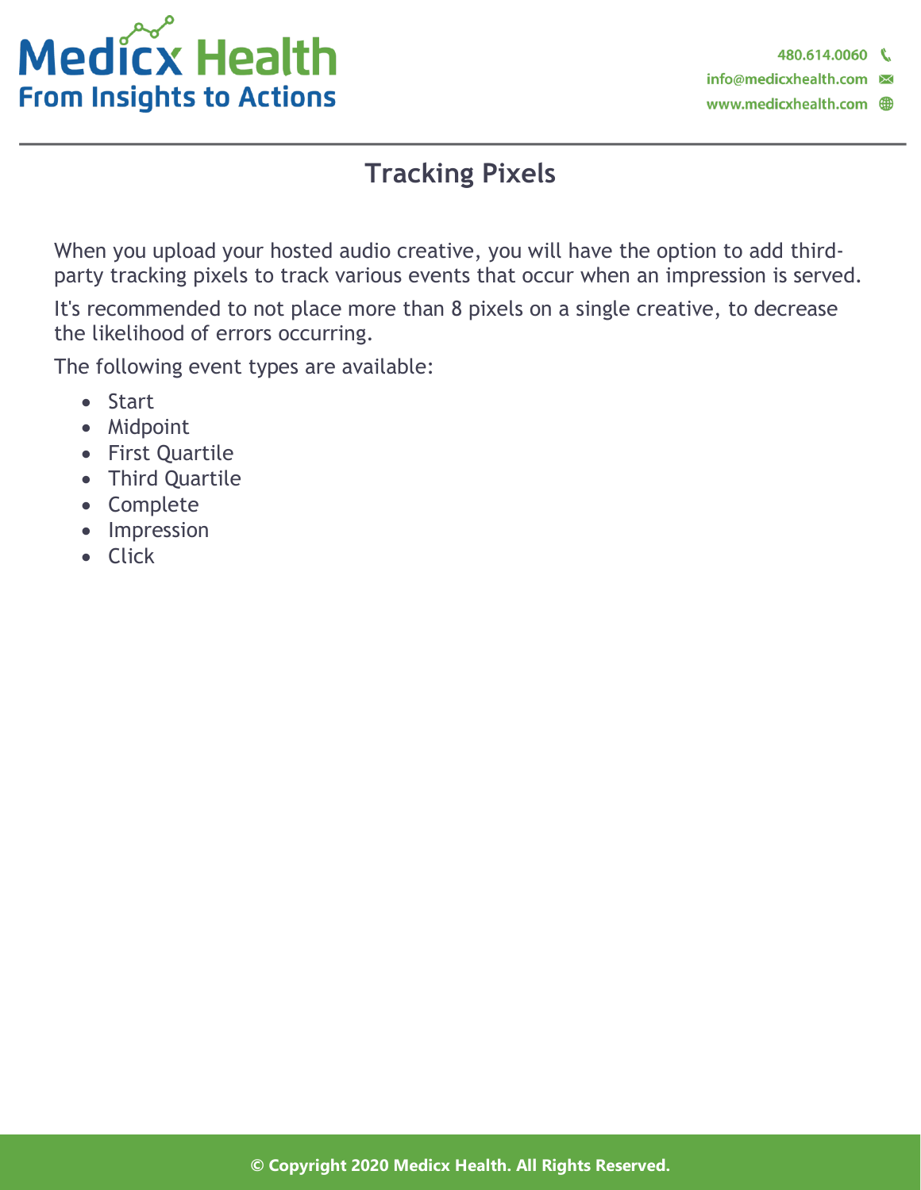## Tracking Pixels

When you upload your hosted audio creative, you will have the option to add third-party tracking pixels to track various events that occur when an impression is served.

It's recommended to not place more than 8 pixels on a single creative, to decrease the likelihood of errors occurring.

The following event types are available:

- Start
- Midpoint
- First Quartile
- Third Quartile
- Complete
- Impression
- Click